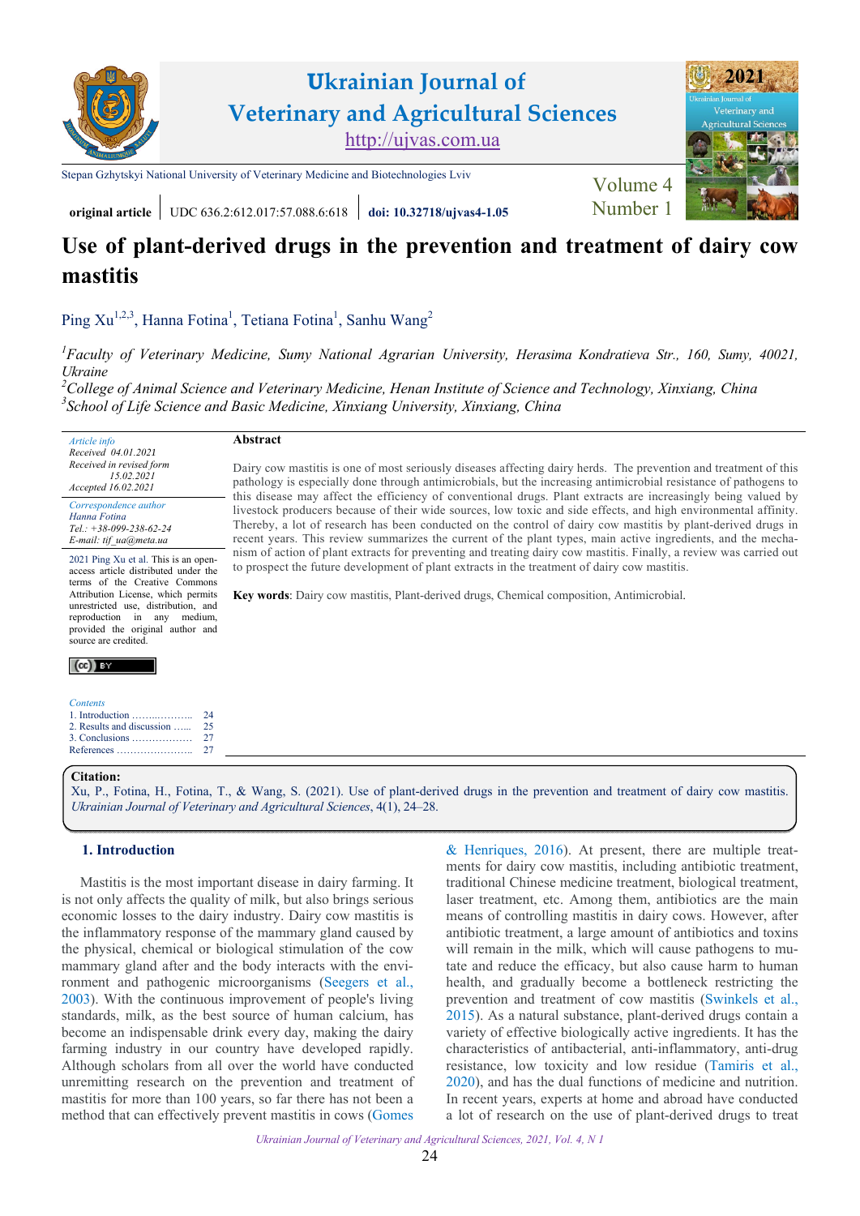original article | UDC 636.2:612.017:57.088.6:618 | doi: 10.32718/ujvas4-1.05

# Use of plant-derived drugs in the prevention and treatment of dairy cow mastitis

Ping Xu[1,2,3], Hanna Fotina[1], Tetiana Fotina[1], Sanhu Wang[2]

[1]*Faculty of Veterinary Medicine, Sumy National Agrarian University, Herasima Kondratieva Str., 160, Sumy, 40021, Ukraine*
[2]*College of Animal Science and Veterinary Medicine, Henan Institute of Science and Technology, Xinxiang, China*
[3]*School of Life Science and Basic Medicine, Xinxiang University, Xinxiang, China*

*Article info*
*Received 04.01.2021*
*Received in revised form 15.02.2021*
*Accepted 16.02.2021*

*Correspondence author*
*Hanna Fotina*
*Tel.: +38-099-238-62-24*
*E-mail: tif_ua@meta.ua*

2021 Ping Xu et al. This is an open-access article distributed under the terms of the Creative Commons Attribution License, which permits unrestricted use, distribution, and reproduction in any medium, provided the original author and source are credited.

*Contents*
1. Introduction ........ 24
2. Results and discussion ...... 25
3. Conclusions ........ 27
References ........ 27

**Abstract**

Dairy cow mastitis is one of most seriously diseases affecting dairy herds. The prevention and treatment of this pathology is especially done through antimicrobials, but the increasing antimicrobial resistance of pathogens to this disease may affect the efficiency of conventional drugs. Plant extracts are increasingly being valued by livestock producers because of their wide sources, low toxic and side effects, and high environmental affinity. Thereby, a lot of research has been conducted on the control of dairy cow mastitis by plant-derived drugs in recent years. This review summarizes the current of the plant types, main active ingredients, and the mechanism of action of plant extracts for preventing and treating dairy cow mastitis. Finally, a review was carried out to prospect the future development of plant extracts in the treatment of dairy cow mastitis.

**Key words**: Dairy cow mastitis, Plant-derived drugs, Chemical composition, Antimicrobial.

**Citation:**
Xu, P., Fotina, H., Fotina, T., & Wang, S. (2021). Use of plant-derived drugs in the prevention and treatment of dairy cow mastitis. *Ukrainian Journal of Veterinary and Agricultural Sciences*, 4(1), 24–28.

## 1. Introduction

Mastitis is the most important disease in dairy farming. It is not only affects the quality of milk, but also brings serious economic losses to the dairy industry. Dairy cow mastitis is the inflammatory response of the mammary gland caused by the physical, chemical or biological stimulation of the cow mammary gland after and the body interacts with the environment and pathogenic microorganisms (Seegers et al., 2003). With the continuous improvement of people's living standards, milk, as the best source of human calcium, has become an indispensable drink every day, making the dairy farming industry in our country have developed rapidly. Although scholars from all over the world have conducted unremitting research on the prevention and treatment of mastitis for more than 100 years, so far there has not been a method that can effectively prevent mastitis in cows (Gomes & Henriques, 2016). At present, there are multiple treatments for dairy cow mastitis, including antibiotic treatment, traditional Chinese medicine treatment, biological treatment, laser treatment, etc. Among them, antibiotics are the main means of controlling mastitis in dairy cows. However, after antibiotic treatment, a large amount of antibiotics and toxins will remain in the milk, which will cause pathogens to mutate and reduce the efficacy, but also cause harm to human health, and gradually become a bottleneck restricting the prevention and treatment of cow mastitis (Swinkels et al., 2015). As a natural substance, plant-derived drugs contain a variety of effective biologically active ingredients. It has the characteristics of antibacterial, anti-inflammatory, anti-drug resistance, low toxicity and low residue (Tamiris et al., 2020), and has the dual functions of medicine and nutrition. In recent years, experts at home and abroad have conducted a lot of research on the use of plant-derived drugs to treat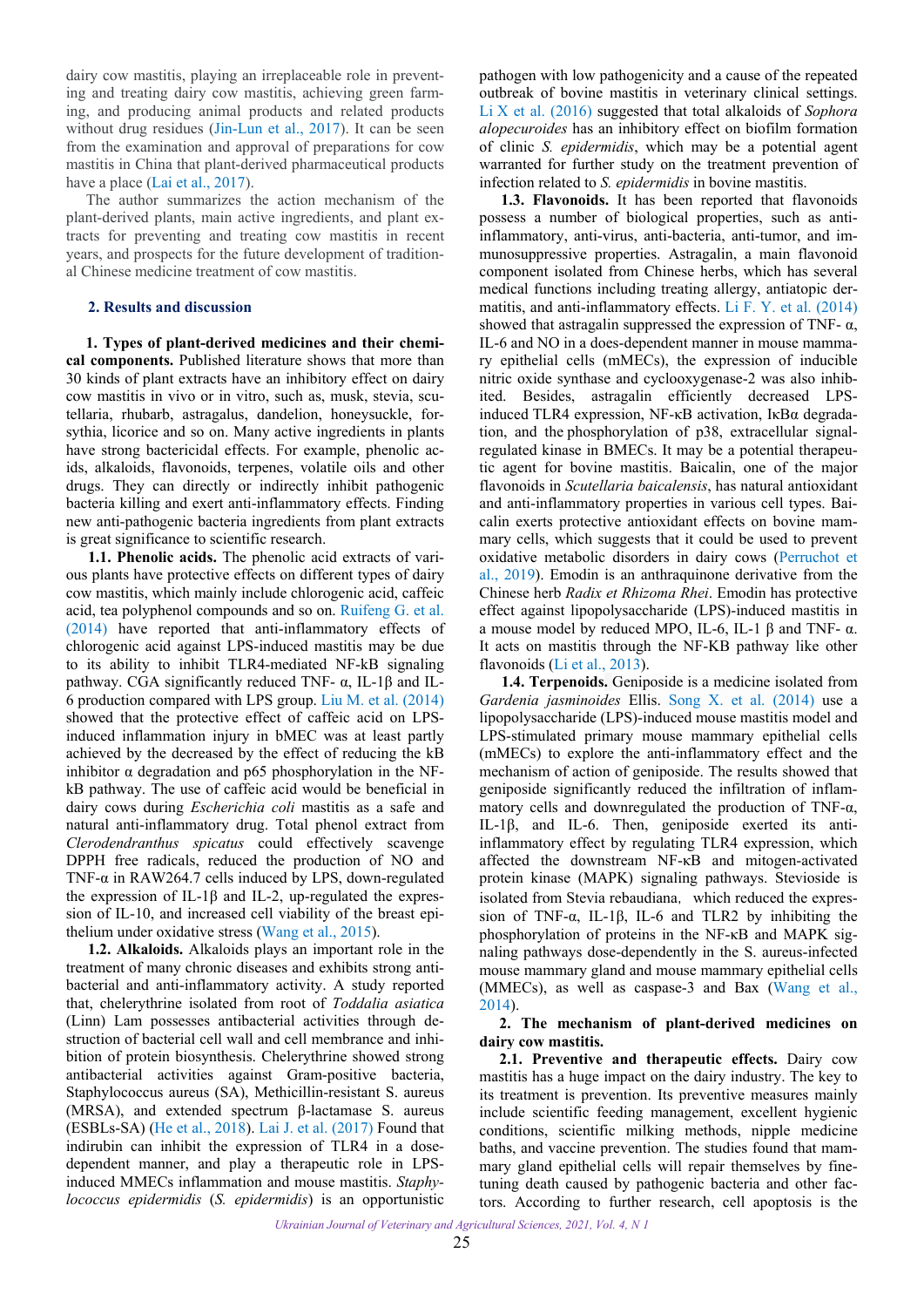dairy cow mastitis, playing an irreplaceable role in preventing and treating dairy cow mastitis, achieving green farming, and producing animal products and related products without drug residues (Jin-Lun et al., 2017). It can be seen from the examination and approval of preparations for cow mastitis in China that plant-derived pharmaceutical products have a place (Lai et al., 2017).

The author summarizes the action mechanism of the plant-derived plants, main active ingredients, and plant extracts for preventing and treating cow mastitis in recent years, and prospects for the future development of traditional Chinese medicine treatment of cow mastitis.

## 2. Results and discussion

**1. Types of plant-derived medicines and their chemical components.** Published literature shows that more than 30 kinds of plant extracts have an inhibitory effect on dairy cow mastitis in vivo or in vitro, such as, musk, stevia, scutellaria, rhubarb, astragalus, dandelion, honeysuckle, forsythia, licorice and so on. Many active ingredients in plants have strong bactericidal effects. For example, phenolic acids, alkaloids, flavonoids, terpenes, volatile oils and other drugs. They can directly or indirectly inhibit pathogenic bacteria killing and exert anti-inflammatory effects. Finding new anti-pathogenic bacteria ingredients from plant extracts is great significance to scientific research.

**1.1. Phenolic acids.** The phenolic acid extracts of various plants have protective effects on different types of dairy cow mastitis, which mainly include chlorogenic acid, caffeic acid, tea polyphenol compounds and so on. Ruifeng G. et al. (2014) have reported that anti-inflammatory effects of chlorogenic acid against LPS-induced mastitis may be due to its ability to inhibit TLR4-mediated NF-kB signaling pathway. CGA significantly reduced TNF- α, IL-1β and IL-6 production compared with LPS group. Liu M. et al. (2014) showed that the protective effect of caffeic acid on LPS-induced inflammation injury in bMEC was at least partly achieved by the decreased by the effect of reducing the kB inhibitor α degradation and p65 phosphorylation in the NF-kB pathway. The use of caffeic acid would be beneficial in dairy cows during *Escherichia coli* mastitis as a safe and natural anti-inflammatory drug. Total phenol extract from *Clerodendranthus spicatus* could effectively scavenge DPPH free radicals, reduced the production of NO and TNF-α in RAW264.7 cells induced by LPS, down-regulated the expression of IL-1β and IL-2, up-regulated the expression of IL-10, and increased cell viability of the breast epithelium under oxidative stress (Wang et al., 2015).

**1.2. Alkaloids.** Alkaloids plays an important role in the treatment of many chronic diseases and exhibits strong antibacterial and anti-inflammatory activity. A study reported that, chelerythrine isolated from root of *Toddalia asiatica* (Linn) Lam possesses antibacterial activities through destruction of bacterial cell wall and cell membrance and inhibition of protein biosynthesis. Chelerythrine showed strong antibacterial activities against Gram-positive bacteria, Staphylococcus aureus (SA), Methicillin-resistant S. aureus (MRSA), and extended spectrum β-lactamase S. aureus (ESBLs-SA) (He et al., 2018). Lai J. et al. (2017) Found that indirubin can inhibit the expression of TLR4 in a dose-dependent manner, and play a therapeutic role in LPS-induced MMECs inflammation and mouse mastitis. *Staphylococcus epidermidis* (*S. epidermidis*) is an opportunistic pathogen with low pathogenicity and a cause of the repeated outbreak of bovine mastitis in veterinary clinical settings. Li X et al. (2016) suggested that total alkaloids of *Sophora alopecuroides* has an inhibitory effect on biofilm formation of clinic *S. epidermidis*, which may be a potential agent warranted for further study on the treatment prevention of infection related to *S. epidermidis* in bovine mastitis.

**1.3. Flavonoids.** It has been reported that flavonoids possess a number of biological properties, such as anti-inflammatory, anti-virus, anti-bacteria, anti-tumor, and immunosuppressive properties. Astragalin, a main flavonoid component isolated from Chinese herbs, which has several medical functions including treating allergy, antiatopic dermatitis, and anti-inflammatory effects. Li F. Y. et al. (2014) showed that astragalin suppressed the expression of TNF- α, IL-6 and NO in a does-dependent manner in mouse mammary epithelial cells (mMECs), the expression of inducible nitric oxide synthase and cyclooxygenase-2 was also inhibited. Besides, astragalin efficiently decreased LPS-induced TLR4 expression, NF-κB activation, IκBα degradation, and the phosphorylation of p38, extracellular signal-regulated kinase in BMECs. It may be a potential therapeutic agent for bovine mastitis. Baicalin, one of the major flavonoids in *Scutellaria baicalensis*, has natural antioxidant and anti-inflammatory properties in various cell types. Baicalin exerts protective antioxidant effects on bovine mammary cells, which suggests that it could be used to prevent oxidative metabolic disorders in dairy cows (Perruchot et al., 2019). Emodin is an anthraquinone derivative from the Chinese herb *Radix et Rhizoma Rhei*. Emodin has protective effect against lipopolysaccharide (LPS)-induced mastitis in a mouse model by reduced MPO, IL-6, IL-1 β and TNF- α. It acts on mastitis through the NF-KB pathway like other flavonoids (Li et al., 2013).

**1.4. Terpenoids.** Geniposide is a medicine isolated from *Gardenia jasminoides* Ellis. Song X. et al. (2014) use a lipopolysaccharide (LPS)-induced mouse mastitis model and LPS-stimulated primary mouse mammary epithelial cells (mMECs) to explore the anti-inflammatory effect and the mechanism of action of geniposide. The results showed that geniposide significantly reduced the infiltration of inflammatory cells and downregulated the production of TNF-α, IL-1β, and IL-6. Then, geniposide exerted its anti-inflammatory effect by regulating TLR4 expression, which affected the downstream NF-κB and mitogen-activated protein kinase (MAPK) signaling pathways. Stevioside is isolated from Stevia rebaudiana, which reduced the expression of TNF-α, IL-1β, IL-6 and TLR2 by inhibiting the phosphorylation of proteins in the NF-κB and MAPK signaling pathways dose-dependently in the S. aureus-infected mouse mammary gland and mouse mammary epithelial cells (MMECs), as well as caspase-3 and Bax (Wang et al., 2014).

**2. The mechanism of plant-derived medicines on dairy cow mastitis.**

**2.1. Preventive and therapeutic effects.** Dairy cow mastitis has a huge impact on the dairy industry. The key to its treatment is prevention. Its preventive measures mainly include scientific feeding management, excellent hygienic conditions, scientific milking methods, nipple medicine baths, and vaccine prevention. The studies found that mammary gland epithelial cells will repair themselves by fine-tuning death caused by pathogenic bacteria and other factors. According to further research, cell apoptosis is the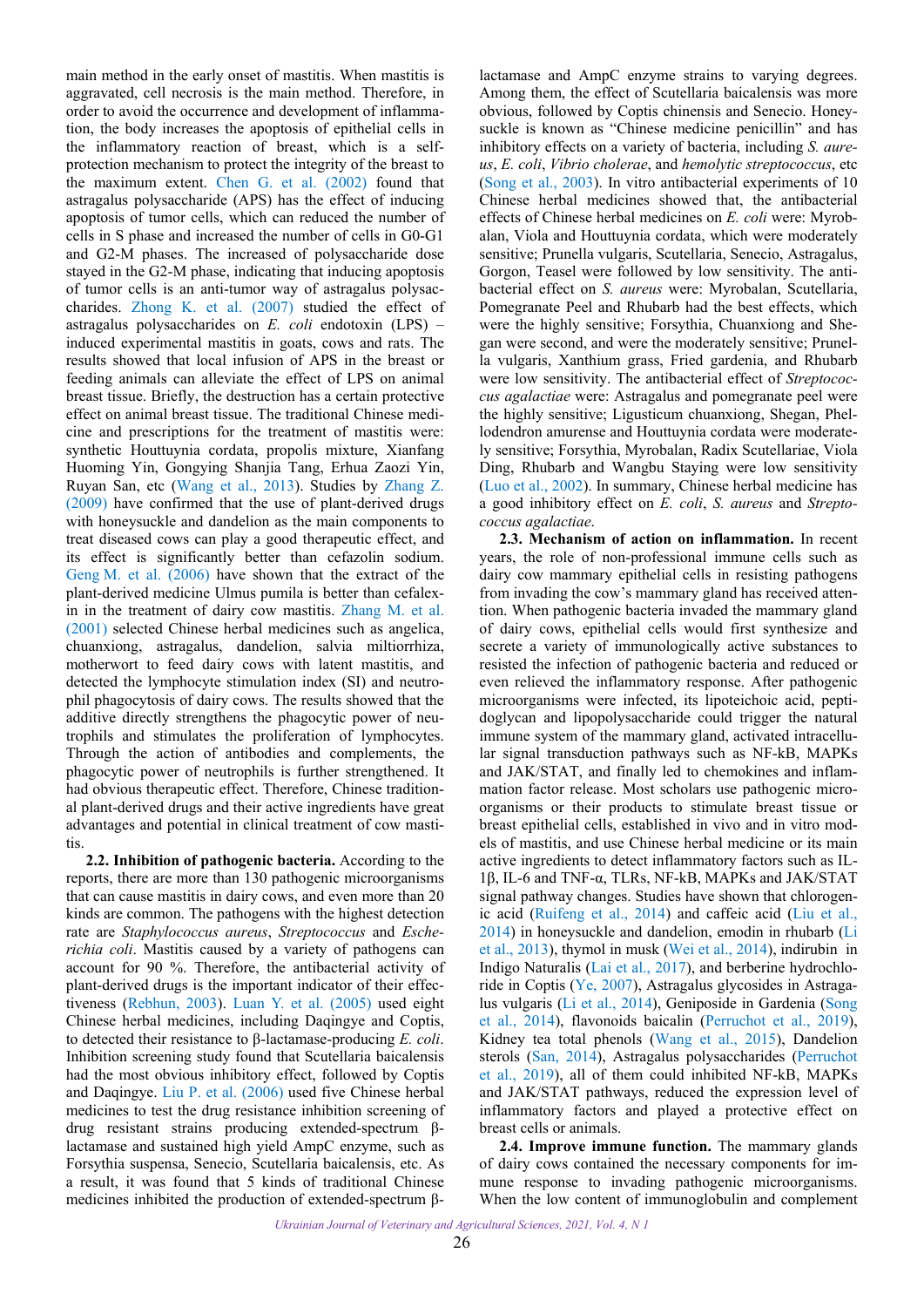main method in the early onset of mastitis. When mastitis is aggravated, cell necrosis is the main method. Therefore, in order to avoid the occurrence and development of inflammation, the body increases the apoptosis of epithelial cells in the inflammatory reaction of breast, which is a self-protection mechanism to protect the integrity of the breast to the maximum extent. Chen G. et al. (2002) found that astragalus polysaccharide (APS) has the effect of inducing apoptosis of tumor cells, which can reduced the number of cells in S phase and increased the number of cells in G0-G1 and G2-M phases. The increased of polysaccharide dose stayed in the G2-M phase, indicating that inducing apoptosis of tumor cells is an anti-tumor way of astragalus polysaccharides. Zhong K. et al. (2007) studied the effect of astragalus polysaccharides on *E. coli* endotoxin (LPS) – induced experimental mastitis in goats, cows and rats. The results showed that local infusion of APS in the breast or feeding animals can alleviate the effect of LPS on animal breast tissue. Briefly, the destruction has a certain protective effect on animal breast tissue. The traditional Chinese medicine and prescriptions for the treatment of mastitis were: synthetic Houttuynia cordata, propolis mixture, Xianfang Huoming Yin, Gongying Shanjia Tang, Erhua Zaozi Yin, Ruyan San, etc (Wang et al., 2013). Studies by Zhang Z. (2009) have confirmed that the use of plant-derived drugs with honeysuckle and dandelion as the main components to treat diseased cows can play a good therapeutic effect, and its effect is significantly better than cefazolin sodium. Geng M. et al. (2006) have shown that the extract of the plant-derived medicine Ulmus pumila is better than cefalexin in the treatment of dairy cow mastitis. Zhang M. et al. (2001) selected Chinese herbal medicines such as angelica, chuanxiong, astragalus, dandelion, salvia miltiorrhiza, motherwort to feed dairy cows with latent mastitis, and detected the lymphocyte stimulation index (SI) and neutrophil phagocytosis of dairy cows. The results showed that the additive directly strengthens the phagocytic power of neutrophils and stimulates the proliferation of lymphocytes. Through the action of antibodies and complements, the phagocytic power of neutrophils is further strengthened. It had obvious therapeutic effect. Therefore, Chinese traditional plant-derived drugs and their active ingredients have great advantages and potential in clinical treatment of cow mastitis.

**2.2. Inhibition of pathogenic bacteria.** According to the reports, there are more than 130 pathogenic microorganisms that can cause mastitis in dairy cows, and even more than 20 kinds are common. The pathogens with the highest detection rate are *Staphylococcus aureus*, *Streptococcus* and *Escherichia coli*. Mastitis caused by a variety of pathogens can account for 90 %. Therefore, the antibacterial activity of plant-derived drugs is the important indicator of their effectiveness (Rebhun, 2003). Luan Y. et al. (2005) used eight Chinese herbal medicines, including Daqingye and Coptis, to detected their resistance to β-lactamase-producing *E. coli*. Inhibition screening study found that Scutellaria baicalensis had the most obvious inhibitory effect, followed by Coptis and Daqingye. Liu P. et al. (2006) used five Chinese herbal medicines to test the drug resistance inhibition screening of drug resistant strains producing extended-spectrum β-lactamase and sustained high yield AmpC enzyme, such as Forsythia suspensa, Senecio, Scutellaria baicalensis, etc. As a result, it was found that 5 kinds of traditional Chinese medicines inhibited the production of extended-spectrum β-lactamase and AmpC enzyme strains to varying degrees. Among them, the effect of Scutellaria baicalensis was more obvious, followed by Coptis chinensis and Senecio. Honeysuckle is known as "Chinese medicine penicillin" and has inhibitory effects on a variety of bacteria, including *S. aureus*, *E. coli*, *Vibrio cholerae*, and *hemolytic streptococcus*, etc (Song et al., 2003). In vitro antibacterial experiments of 10 Chinese herbal medicines showed that, the antibacterial effects of Chinese herbal medicines on *E. coli* were: Myrobalan, Viola and Houttuynia cordata, which were moderately sensitive; Prunella vulgaris, Scutellaria, Senecio, Astragalus, Gorgon, Teasel were followed by low sensitivity. The antibacterial effect on *S. aureus* were: Myrobalan, Scutellaria, Pomegranate Peel and Rhubarb had the best effects, which were the highly sensitive; Forsythia, Chuanxiong and Shegan were second, and were the moderately sensitive; Prunella vulgaris, Xanthium grass, Fried gardenia, and Rhubarb were low sensitivity. The antibacterial effect of *Streptococcus agalactiae* were: Astragalus and pomegranate peel were the highly sensitive; Ligusticum chuanxiong, Shegan, Phellodendron amurense and Houttuynia cordata were moderately sensitive; Forsythia, Myrobalan, Radix Scutellariae, Viola Ding, Rhubarb and Wangbu Staying were low sensitivity (Luo et al., 2002). In summary, Chinese herbal medicine has a good inhibitory effect on *E. coli*, *S. aureus* and *Streptococcus agalactiae*.

**2.3. Mechanism of action on inflammation.** In recent years, the role of non-professional immune cells such as dairy cow mammary epithelial cells in resisting pathogens from invading the cow's mammary gland has received attention. When pathogenic bacteria invaded the mammary gland of dairy cows, epithelial cells would first synthesize and secrete a variety of immunologically active substances to resisted the infection of pathogenic bacteria and reduced or even relieved the inflammatory response. After pathogenic microorganisms were infected, its lipoteichoic acid, peptidoglycan and lipopolysaccharide could trigger the natural immune system of the mammary gland, activated intracellular signal transduction pathways such as NF-kB, MAPKs and JAK/STAT, and finally led to chemokines and inflammation factor release. Most scholars use pathogenic microorganisms or their products to stimulate breast tissue or breast epithelial cells, established in vivo and in vitro models of mastitis, and use Chinese herbal medicine or its main active ingredients to detect inflammatory factors such as IL-1β, IL-6 and TNF-α, TLRs, NF-kB, MAPKs and JAK/STAT signal pathway changes. Studies have shown that chlorogenic acid (Ruifeng et al., 2014) and caffeic acid (Liu et al., 2014) in honeysuckle and dandelion, emodin in rhubarb (Li et al., 2013), thymol in musk (Wei et al., 2014), indirubin in Indigo Naturalis (Lai et al., 2017), and berberine hydrochloride in Coptis (Ye, 2007), Astragalus glycosides in Astragalus vulgaris (Li et al., 2014), Geniposide in Gardenia (Song et al., 2014), flavonoids baicalin (Perruchot et al., 2019), Kidney tea total phenols (Wang et al., 2015), Dandelion sterols (San, 2014), Astragalus polysaccharides (Perruchot et al., 2019), all of them could inhibited NF-kB, MAPKs and JAK/STAT pathways, reduced the expression level of inflammatory factors and played a protective effect on breast cells or animals.

**2.4. Improve immune function.** The mammary glands of dairy cows contained the necessary components for immune response to invading pathogenic microorganisms. When the low content of immunoglobulin and complement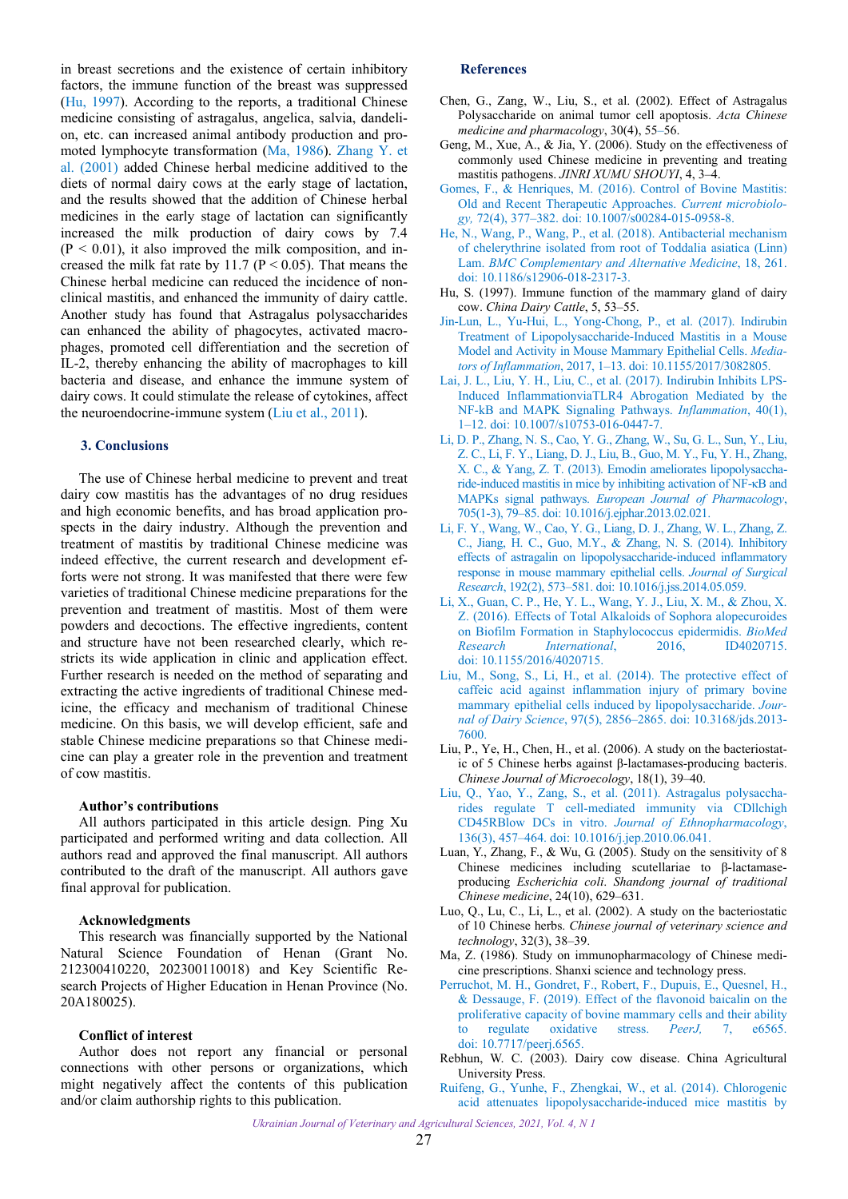in breast secretions and the existence of certain inhibitory factors, the immune function of the breast was suppressed (Hu, 1997). According to the reports, a traditional Chinese medicine consisting of astragalus, angelica, salvia, dandelion, etc. can increased animal antibody production and promoted lymphocyte transformation (Ma, 1986). Zhang Y. et al. (2001) added Chinese herbal medicine additived to the diets of normal dairy cows at the early stage of lactation, and the results showed that the addition of Chinese herbal medicines in the early stage of lactation can significantly increased the milk production of dairy cows by 7.4 ($P < 0.01$), it also improved the milk composition, and increased the milk fat rate by 11.7 ($P < 0.05$). That means the Chinese herbal medicine can reduced the incidence of non-clinical mastitis, and enhanced the immunity of dairy cattle. Another study has found that Astragalus polysaccharides can enhanced the ability of phagocytes, activated macrophages, promoted cell differentiation and the secretion of IL-2, thereby enhancing the ability of macrophages to kill bacteria and disease, and enhance the immune system of dairy cows. It could stimulate the release of cytokines, affect the neuroendocrine-immune system (Liu et al., 2011).

## 3. Conclusions

The use of Chinese herbal medicine to prevent and treat dairy cow mastitis has the advantages of no drug residues and high economic benefits, and has broad application prospects in the dairy industry. Although the prevention and treatment of mastitis by traditional Chinese medicine was indeed effective, the current research and development efforts were not strong. It was manifested that there were few varieties of traditional Chinese medicine preparations for the prevention and treatment of mastitis. Most of them were powders and decoctions. The effective ingredients, content and structure have not been researched clearly, which restricts its wide application in clinic and application effect. Further research is needed on the method of separating and extracting the active ingredients of traditional Chinese medicine, the efficacy and mechanism of traditional Chinese medicine. On this basis, we will develop efficient, safe and stable Chinese medicine preparations so that Chinese medicine can play a greater role in the prevention and treatment of cow mastitis.

### Author's contributions

All authors participated in this article design. Ping Xu participated and performed writing and data collection. All authors read and approved the final manuscript. All authors contributed to the draft of the manuscript. All authors gave final approval for publication.

### Acknowledgments

This research was financially supported by the National Natural Science Foundation of Henan (Grant No. 212300410220, 202300110018) and Key Scientific Research Projects of Higher Education in Henan Province (No. 20A180025).

### Conflict of interest

Author does not report any financial or personal connections with other persons or organizations, which might negatively affect the contents of this publication and/or claim authorship rights to this publication.

## References

Chen, G., Zang, W., Liu, S., et al. (2002). Effect of Astragalus Polysaccharide on animal tumor cell apoptosis. *Acta Chinese medicine and pharmacology*, 30(4), 55–56.

Geng, M., Xue, A., & Jia, Y. (2006). Study on the effectiveness of commonly used Chinese medicine in preventing and treating mastitis pathogens. *JINRI XUMU SHOUYI*, 4, 3–4.

Gomes, F., & Henriques, M. (2016). Control of Bovine Mastitis: Old and Recent Therapeutic Approaches. *Current microbiology*, 72(4), 377–382. doi: 10.1007/s00284-015-0958-8.

He, N., Wang, P., Wang, P., et al. (2018). Antibacterial mechanism of chelerythrine isolated from root of Toddalia asiatica (Linn) Lam. *BMC Complementary and Alternative Medicine*, 18, 261. doi: 10.1186/s12906-018-2317-3.

Hu, S. (1997). Immune function of the mammary gland of dairy cow. *China Dairy Cattle*, 5, 53–55.

Jin-Lun, L., Yu-Hui, L., Yong-Chong, P., et al. (2017). Indirubin Treatment of Lipopolysaccharide-Induced Mastitis in a Mouse Model and Activity in Mouse Mammary Epithelial Cells. *Mediators of Inflammation*, 2017, 1–13. doi: 10.1155/2017/3082805.

Lai, J. L., Liu, Y. H., Liu, C., et al. (2017). Indirubin Inhibits LPS-Induced InflammationviaTLR4 Abrogation Mediated by the NF-kB and MAPK Signaling Pathways. *Inflammation*, 40(1), 1–12. doi: 10.1007/s10753-016-0447-7.

Li, D. P., Zhang, N. S., Cao, Y. G., Zhang, W., Su, G. L., Sun, Y., Liu, Z. C., Li, F. Y., Liang, D. J., Liu, B., Guo, M. Y., Fu, Y. H., Zhang, X. C., & Yang, Z. T. (2013). Emodin ameliorates lipopolysaccharide-induced mastitis in mice by inhibiting activation of NF-κB and MAPKs signal pathways. *European Journal of Pharmacology*, 705(1-3), 79–85. doi: 10.1016/j.ejphar.2013.02.021.

Li, F. Y., Wang, W., Cao, Y. G., Liang, D. J., Zhang, W. L., Zhang, Z. C., Jiang, H. C., Guo, M.Y., & Zhang, N. S. (2014). Inhibitory effects of astragalin on lipopolysaccharide-induced inflammatory response in mouse mammary epithelial cells. *Journal of Surgical Research*, 192(2), 573–581. doi: 10.1016/j.jss.2014.05.059.

Li, X., Guan, C. P., He, Y. L., Wang, Y. J., Liu, X. M., & Zhou, X. Z. (2016). Effects of Total Alkaloids of Sophora alopecuroides on Biofilm Formation in Staphylococcus epidermidis. *BioMed Research International*, 2016, ID4020715. doi: 10.1155/2016/4020715.

Liu, M., Song, S., Li, H., et al. (2014). The protective effect of caffeic acid against inflammation injury of primary bovine mammary epithelial cells induced by lipopolysaccharide. *Journal of Dairy Science*, 97(5), 2856–2865. doi: 10.3168/jds.2013-7600.

Liu, P., Ye, H., Chen, H., et al. (2006). A study on the bacteriostatic of 5 Chinese herbs against β-lactamases-producing bacteris. *Chinese Journal of Microecology*, 18(1), 39–40.

Liu, Q., Yao, Y., Zang, S., et al. (2011). Astragalus polysaccharides regulate T cell-mediated immunity via CDllchigh CD45RBlow DCs in vitro. *Journal of Ethnopharmacology*, 136(3), 457–464. doi: 10.1016/j.jep.2010.06.041.

Luan, Y., Zhang, F., & Wu, G. (2005). Study on the sensitivity of 8 Chinese medicines including scutellariae to β-lactamase-producing *Escherichia coli*. *Shandong journal of traditional Chinese medicine*, 24(10), 629–631.

Luo, Q., Lu, C., Li, L., et al. (2002). A study on the bacteriostatic of 10 Chinese herbs. *Chinese journal of veterinary science and technology*, 32(3), 38–39.

Ma, Z. (1986). Study on immunopharmacology of Chinese medicine prescriptions. Shanxi science and technology press.

Perruchot, M. H., Gondret, F., Robert, F., Dupuis, E., Quesnel, H., & Dessauge, F. (2019). Effect of the flavonoid baicalin on the proliferative capacity of bovine mammary cells and their ability to regulate oxidative stress. *PeerJ*, 7, e6565. doi: 10.7717/peerj.6565.

Rebhun, W. C. (2003). Dairy cow disease. China Agricultural University Press.

Ruifeng, G., Yunhe, F., Zhengkai, W., et al. (2014). Chlorogenic acid attenuates lipopolysaccharide-induced mice mastitis by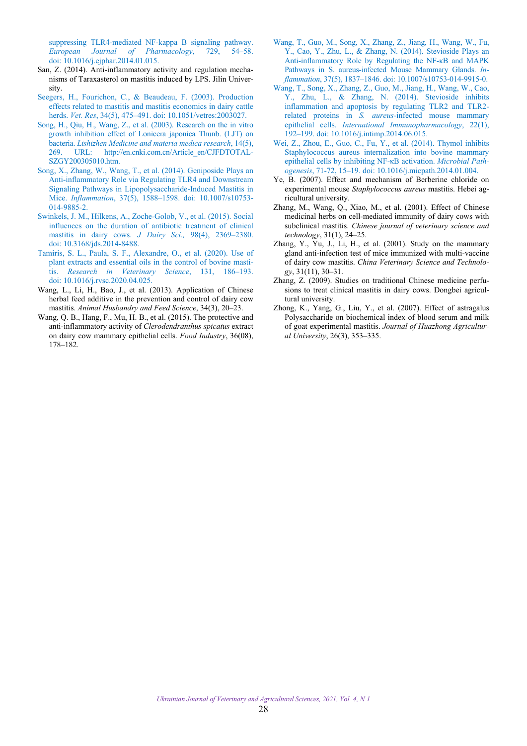suppressing TLR4-mediated NF-kappa B signaling pathway. *European Journal of Pharmacology*, 729, 54–58. doi: 10.1016/j.ejphar.2014.01.015.

San, Z. (2014). Anti-inflammatory activity and regulation mechanisms of Taraxasterol on mastitis induced by LPS. Jilin University.

Seegers, H., Fourichon, C., & Beaudeau, F. (2003). Production effects related to mastitis and mastitis economics in dairy cattle herds. *Vet. Res*, 34(5), 475–491. doi: 10.1051/vetres:2003027.

Song, H., Qiu, H., Wang, Z., et al. (2003). Research on the in vitro growth inhibition effect of Lonicera japonica Thunb. (LJT) on bacteria. *Lishizhen Medicine and materia medica research*, 14(5), 269. URL: http://en.cnki.com.cn/Article_en/CJFDTOTAL-SZGY200305010.htm.

Song, X., Zhang, W., Wang, T., et al. (2014). Geniposide Plays an Anti-inflammatory Role via Regulating TLR4 and Downstream Signaling Pathways in Lipopolysaccharide-Induced Mastitis in Mice. *Inflammation*, 37(5), 1588–1598. doi: 10.1007/s10753-014-9885-2.

Swinkels, J. M., Hilkens, A., Zoche-Golob, V., et al. (2015). Social influences on the duration of antibiotic treatment of clinical mastitis in dairy cows. *J Dairy Sci.,* 98(4), 2369–2380. doi: 10.3168/jds.2014-8488.

Tamiris, S. L., Paula, S. F., Alexandre, O., et al. (2020). Use of plant extracts and essential oils in the control of bovine mastitis. *Research in Veterinary Science*, 131, 186–193. doi: 10.1016/j.rvsc.2020.04.025.

Wang, L., Li, H., Bao, J., et al. (2013). Application of Chinese herbal feed additive in the prevention and control of dairy cow mastitis. *Animal Husbandry and Feed Science*, 34(3), 20–23.

Wang, Q. B., Hang, F., Mu, H. B., et al. (2015). The protective and anti-inflammatory activity of *Clerodendranthus spicatus* extract on dairy cow mammary epithelial cells. *Food Industry*, 36(08), 178–182.

Wang, T., Guo, M., Song, X., Zhang, Z., Jiang, H., Wang, W., Fu, Y., Cao, Y., Zhu, L., & Zhang, N. (2014). Stevioside Plays an Anti-inflammatory Role by Regulating the NF-κB and MAPK Pathways in S. aureus-infected Mouse Mammary Glands. *Inflammation*, 37(5), 1837–1846. doi: 10.1007/s10753-014-9915-0.

Wang, T., Song, X., Zhang, Z., Guo, M., Jiang, H., Wang, W., Cao, Y., Zhu, L., & Zhang, N. (2014). Stevioside inhibits inflammation and apoptosis by regulating TLR2 and TLR2-related proteins in *S. aureus*-infected mouse mammary epithelial cells. *International Immunopharmacology*, 22(1), 192–199. doi: 10.1016/j.intimp.2014.06.015.

Wei, Z., Zhou, E., Guo, C., Fu, Y., et al. (2014). Thymol inhibits Staphylococcus aureus internalization into bovine mammary epithelial cells by inhibiting NF-κB activation. *Microbial Pathogenesis*, 71-72, 15–19. doi: 10.1016/j.micpath.2014.01.004.

Ye, B. (2007). Effect and mechanism of Berberine chloride on experimental mouse *Staphylococcus aureus* mastitis. Hebei agricultural university.

Zhang, M., Wang, Q., Xiao, M., et al. (2001). Effect of Chinese medicinal herbs on cell-mediated immunity of dairy cows with subclinical mastitis. *Chinese journal of veterinary science and technology*, 31(1), 24–25.

Zhang, Y., Yu, J., Li, H., et al. (2001). Study on the mammary gland anti-infection test of mice immunized with multi-vaccine of dairy cow mastitis. *China Veterinary Science and Technology*, 31(11), 30–31.

Zhang, Z. (2009). Studies on traditional Chinese medicine perfusions to treat clinical mastitis in dairy cows. Dongbei agricultural university.

Zhong, K., Yang, G., Liu, Y., et al. (2007). Effect of astragalus Polysaccharide on biochemical index of blood serum and milk of goat experimental mastitis. *Journal of Huazhong Agricultural University*, 26(3), 353–335.